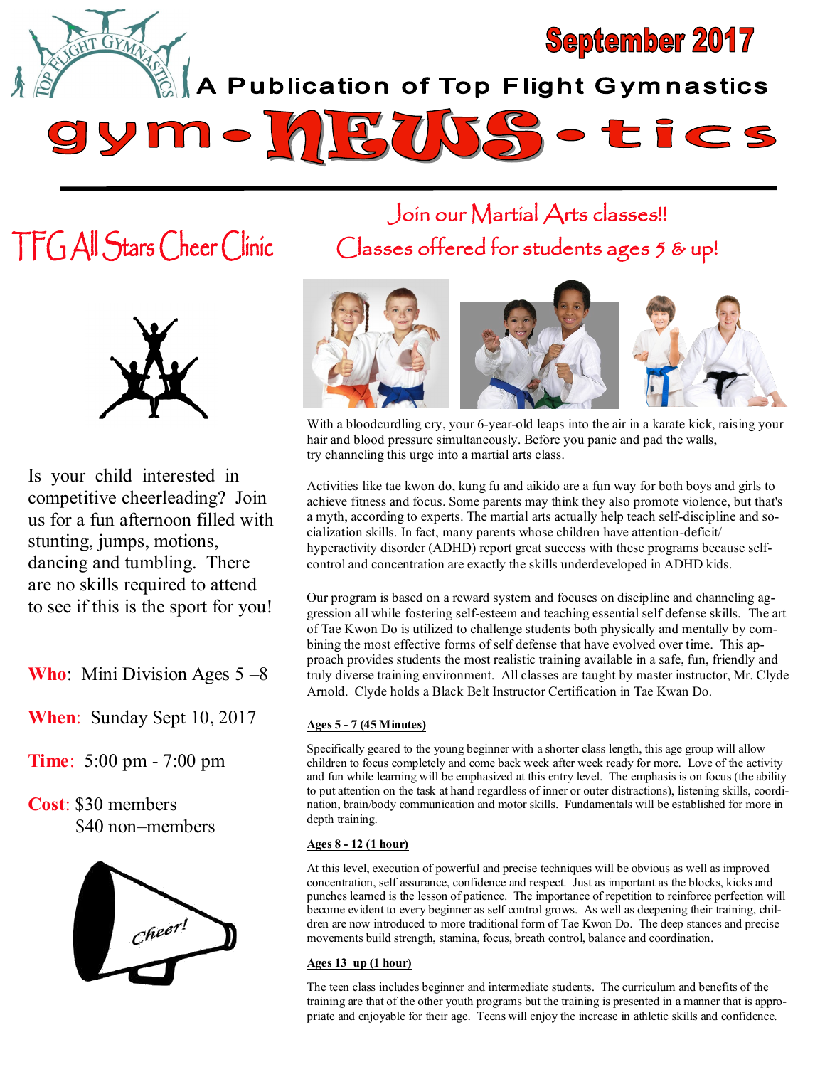September 2017

A Publication of Top Flight Gymnastics

# gym-NEWS-tics

## TFG All Stars Cheer Clinic

Is your child interested in competitive cheerleading? Join us for a fun afternoon filled with stunting, jumps, motions, dancing and tumbling. There are no skills required to attend to see if this is the sport for you!

**Who**: Mini Division Ages 5 –8

**When**: Sunday Sept 10, 2017

**Time**: 5:00 pm - 7:00 pm

**Cost**: $30 members
$40 non–members

## Join our Martial Arts classes!!
## Classes offered for students ages 5 & up!

With a bloodcurdling cry, your 6-year-old leaps into the air in a karate kick, raising your hair and blood pressure simultaneously. Before you panic and pad the walls, try channeling this urge into a martial arts class.

Activities like tae kwon do, kung fu and aikido are a fun way for both boys and girls to achieve fitness and focus. Some parents may think they also promote violence, but that's a myth, according to experts. The martial arts actually help teach self-discipline and socialization skills. In fact, many parents whose children have attention-deficit/ hyperactivity disorder (ADHD) report great success with these programs because self-control and concentration are exactly the skills underdeveloped in ADHD kids.

Our program is based on a reward system and focuses on discipline and channeling aggression all while fostering self-esteem and teaching essential self defense skills. The art of Tae Kwon Do is utilized to challenge students both physically and mentally by combining the most effective forms of self defense that have evolved over time. This approach provides students the most realistic training available in a safe, fun, friendly and truly diverse training environment. All classes are taught by master instructor, Mr. Clyde Arnold. Clyde holds a Black Belt Instructor Certification in Tae Kwan Do.

**Ages 5 - 7 (45 Minutes)**

Specifically geared to the young beginner with a shorter class length, this age group will allow children to focus completely and come back week after week ready for more. Love of the activity and fun while learning will be emphasized at this entry level. The emphasis is on focus (the ability to put attention on the task at hand regardless of inner or outer distractions), listening skills, coordination, brain/body communication and motor skills. Fundamentals will be established for more in depth training.

**Ages 8 - 12 (1 hour)**

At this level, execution of powerful and precise techniques will be obvious as well as improved concentration, self assurance, confidence and respect. Just as important as the blocks, kicks and punches learned is the lesson of patience. The importance of repetition to reinforce perfection will become evident to every beginner as self control grows. As well as deepening their training, children are now introduced to more traditional form of Tae Kwon Do. The deep stances and precise movements build strength, stamina, focus, breath control, balance and coordination.

**Ages 13 up (1 hour)**

The teen class includes beginner and intermediate students. The curriculum and benefits of the training are that of the other youth programs but the training is presented in a manner that is appropriate and enjoyable for their age. Teens will enjoy the increase in athletic skills and confidence.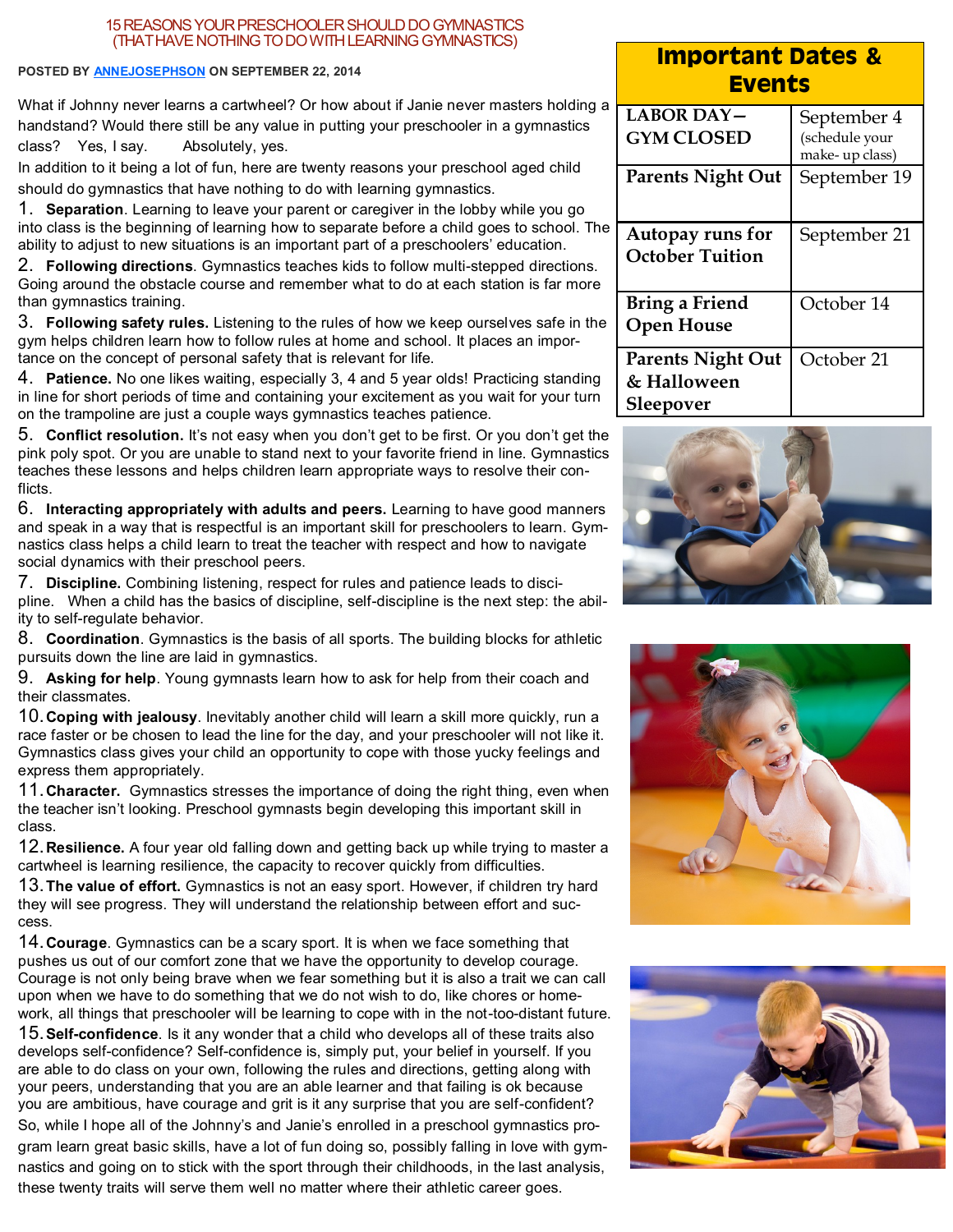# 15 REASONS YOUR PRESCHOOLER SHOULD DO GYMNASTICS (THAT HAVE NOTHING TO DO WITH LEARNING GYMNASTICS)

**POSTED BY ANNEJOSEPHSON ON SEPTEMBER 22, 2014**

What if Johnny never learns a cartwheel? Or how about if Janie never masters holding a handstand? Would there still be any value in putting your preschooler in a gymnastics class? Yes, I say. Absolutely, yes.

In addition to it being a lot of fun, here are twenty reasons your preschool aged child should do gymnastics that have nothing to do with learning gymnastics.

1. **Separation**. Learning to leave your parent or caregiver in the lobby while you go into class is the beginning of learning how to separate before a child goes to school. The ability to adjust to new situations is an important part of a preschoolers' education.
2. **Following directions**. Gymnastics teaches kids to follow multi-stepped directions. Going around the obstacle course and remember what to do at each station is far more than gymnastics training.
3. **Following safety rules.** Listening to the rules of how we keep ourselves safe in the gym helps children learn how to follow rules at home and school. It places an importance on the concept of personal safety that is relevant for life.
4. **Patience.** No one likes waiting, especially 3, 4 and 5 year olds! Practicing standing in line for short periods of time and containing your excitement as you wait for your turn on the trampoline are just a couple ways gymnastics teaches patience.
5. **Conflict resolution.** It's not easy when you don't get to be first. Or you don't get the pink poly spot. Or you are unable to stand next to your favorite friend in line. Gymnastics teaches these lessons and helps children learn appropriate ways to resolve their conflicts.
6. **Interacting appropriately with adults and peers.** Learning to have good manners and speak in a way that is respectful is an important skill for preschoolers to learn. Gymnastics class helps a child learn to treat the teacher with respect and how to navigate social dynamics with their preschool peers.
7. **Discipline.** Combining listening, respect for rules and patience leads to discipline. When a child has the basics of discipline, self-discipline is the next step: the ability to self-regulate behavior.
8. **Coordination**. Gymnastics is the basis of all sports. The building blocks for athletic pursuits down the line are laid in gymnastics.
9. **Asking for help**. Young gymnasts learn how to ask for help from their coach and their classmates.
10. **Coping with jealousy**. Inevitably another child will learn a skill more quickly, run a race faster or be chosen to lead the line for the day, and your preschooler will not like it. Gymnastics class gives your child an opportunity to cope with those yucky feelings and express them appropriately.
11. **Character.** Gymnastics stresses the importance of doing the right thing, even when the teacher isn't looking. Preschool gymnasts begin developing this important skill in class.
12. **Resilience.** A four year old falling down and getting back up while trying to master a cartwheel is learning resilience, the capacity to recover quickly from difficulties.
13. **The value of effort.** Gymnastics is not an easy sport. However, if children try hard they will see progress. They will understand the relationship between effort and success.
14. **Courage**. Gymnastics can be a scary sport. It is when we face something that pushes us out of our comfort zone that we have the opportunity to develop courage. Courage is not only being brave when we fear something but it is also a trait we can call upon when we have to do something that we do not wish to do, like chores or homework, all things that preschooler will be learning to cope with in the not-too-distant future.
15. **Self-confidence**. Is it any wonder that a child who develops all of these traits also develops self-confidence? Self-confidence is, simply put, your belief in yourself. If you are able to do class on your own, following the rules and directions, getting along with your peers, understanding that you are an able learner and that failing is ok because you are ambitious, have courage and grit is it any surprise that you are self-confident?

So, while I hope all of the Johnny's and Janie's enrolled in a preschool gymnastics program learn great basic skills, have a lot of fun doing so, possibly falling in love with gymnastics and going on to stick with the sport through their childhoods, in the last analysis, these twenty traits will serve them well no matter where their athletic career goes.

## Important Dates & Events

| | |
|---|---|
| LABOR DAY— GYM CLOSED | September 4 (schedule your make- up class) |
| Parents Night Out | September 19 |
| Autopay runs for October Tuition | September 21 |
| Bring a Friend Open House | October 14 |
| Parents Night Out & Halloween Sleepover | October 21 |